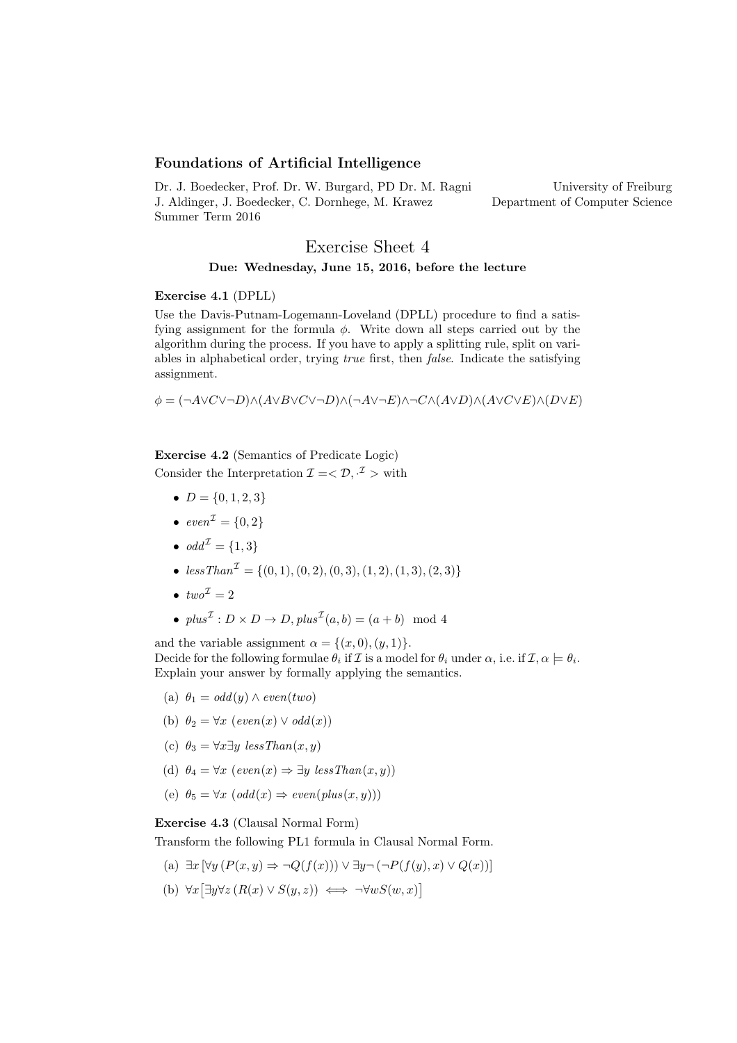**Foundations of Artificial Intelligence**

Dr. J. Boedecker, Prof. Dr. W. Burgard, PD Dr. M. Ragni
J. Aldinger, J. Boedecker, C. Dornhege, M. Krawez
Summer Term 2016

University of Freiburg
Department of Computer Science

# Exercise Sheet 4

**Due: Wednesday, June 15, 2016, before the lecture**

**Exercise 4.1** (DPLL)

Use the Davis-Putnam-Logemann-Loveland (DPLL) procedure to find a satisfying assignment for the formula $\phi$. Write down all steps carried out by the algorithm during the process. If you have to apply a splitting rule, split on variables in alphabetical order, trying *true* first, then *false*. Indicate the satisfying assignment.

$\phi = (\neg A \vee C \vee \neg D) \wedge (A \vee B \vee C \vee \neg D) \wedge (\neg A \vee \neg E) \wedge \neg C \wedge (A \vee D) \wedge (A \vee C \vee E) \wedge (D \vee E)$

**Exercise 4.2** (Semantics of Predicate Logic)

Consider the Interpretation $\mathcal{I} = < \mathcal{D}, \cdot^{\mathcal{I}} >$ with

- $D = \{0, 1, 2, 3\}$
- $even^{\mathcal{I}} = \{0, 2\}$
- $odd^{\mathcal{I}} = \{1, 3\}$
- $lessThan^{\mathcal{I}} = \{(0,1), (0,2), (0,3), (1,2), (1,3), (2,3)\}$
- $two^{\mathcal{I}} = 2$
- $plus^{\mathcal{I}} : D \times D \to D, plus^{\mathcal{I}}(a,b) = (a+b) \mod 4$

and the variable assignment $\alpha = \{(x, 0), (y, 1)\}$.
Decide for the following formulae $\theta_i$ if $\mathcal{I}$ is a model for $\theta_i$ under $\alpha$, i.e. if $\mathcal{I}, \alpha \models \theta_i$. Explain your answer by formally applying the semantics.

(a) $\theta_1 = odd(y) \wedge even(two)$

(b) $\theta_2 = \forall x \; (even(x) \vee odd(x))$

(c) $\theta_3 = \forall x \exists y \; lessThan(x, y)$

(d) $\theta_4 = \forall x \; (even(x) \Rightarrow \exists y \; lessThan(x, y))$

(e) $\theta_5 = \forall x \; (odd(x) \Rightarrow even(plus(x, y)))$

**Exercise 4.3** (Clausal Normal Form)

Transform the following PL1 formula in Clausal Normal Form.

(a) $\exists x \left[\forall y \left(P(x, y) \Rightarrow \neg Q(f(x))\right) \vee \exists y \neg \left(\neg P(f(y), x) \vee Q(x)\right)\right]$

(b) $\forall x \left[\exists y \forall z \left(R(x) \vee S(y, z)\right) \iff \neg \forall w S(w, x)\right]$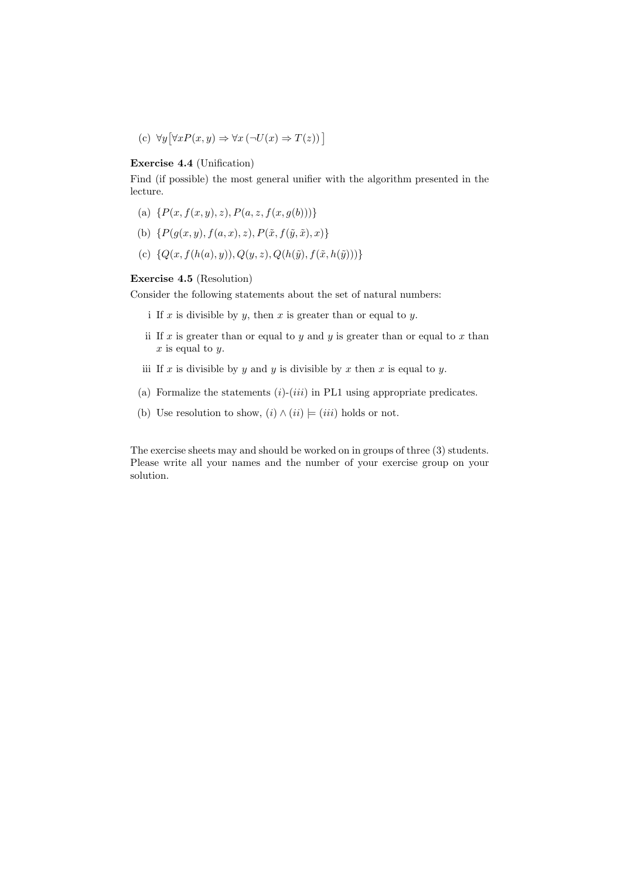(c) $\forall y \left[ \forall x P(x, y) \Rightarrow \forall x \left( \neg U(x) \Rightarrow T(z) \right) \right]$

**Exercise 4.4** (Unification)

Find (if possible) the most general unifier with the algorithm presented in the lecture.

(a) $\{P(x, f(x, y), z), P(a, z, f(x, g(b)))\}$

(b) $\{P(g(x, y), f(a, x), z), P(\tilde{x}, f(\tilde{y}, \tilde{x}), x)\}$

(c) $\{Q(x, f(h(a), y)), Q(y, z), Q(h(\tilde{y}), f(\tilde{x}, h(\tilde{y})))\}$

**Exercise 4.5** (Resolution)

Consider the following statements about the set of natural numbers:

i If $x$ is divisible by $y$, then $x$ is greater than or equal to $y$.

ii If $x$ is greater than or equal to $y$ and $y$ is greater than or equal to $x$ than $x$ is equal to $y$.

iii If $x$ is divisible by $y$ and $y$ is divisible by $x$ then $x$ is equal to $y$.

(a) Formalize the statements $(i)$-$(iii)$ in PL1 using appropriate predicates.

(b) Use resolution to show, $(i) \wedge (ii) \models (iii)$ holds or not.

The exercise sheets may and should be worked on in groups of three (3) students. Please write all your names and the number of your exercise group on your solution.